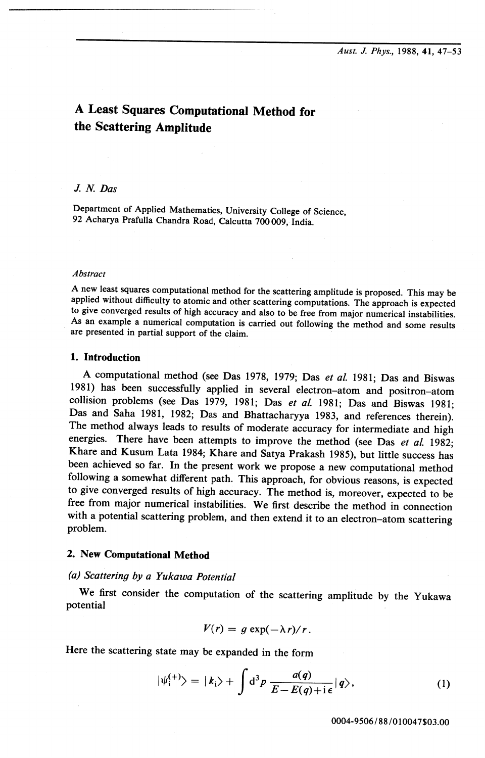# A Least Squares Computational Method for the Scattering Amplitude

*J. N. Das*

Department of Applied Mathematics, University College of Science, 92 Acharya Prafulla Chandra Road, Calcutta 700 009, India.

*Abstract*

A new least squares computational method for the scattering amplitude is proposed. This may be applied without difficulty to atomic and other scattering computations. The approach is expected to give converged results of high accuracy and also to be free from major numerical instabilities. As an example a numerical computation is carried out following the method and some results are presented in partial support of the claim.

## 1. Introduction

A computational method (see Das 1978, 1979; Das *et al.* 1981; Das and Biswas 1981) has been successfully applied in several electron–atom and positron–atom collision problems (see Das 1979, 1981; Das *et al.* 1981; Das and Biswas 1981; Das and Saha 1981, 1982; Das and Bhattacharyya 1983, and references therein). The method always leads to results of moderate accuracy for intermediate and high energies. There have been attempts to improve the method (see Das *et al.* 1982; Khare and Kusum Lata 1984; Khare and Satya Prakash 1985), but little success has been achieved so far. In the present work we propose a new computational method following a somewhat different path. This approach, for obvious reasons, is expected to give converged results of high accuracy. The method is, moreover, expected to be free from major numerical instabilities. We first describe the method in connection with a potential scattering problem, and then extend it to an electron–atom scattering problem.

## 2. New Computational Method

### (a) Scattering by a Yukawa Potential

We first consider the computation of the scattering amplitude by the Yukawa potential

$$V(r) = g\exp(-\lambda r)/r.$$

Here the scattering state may be expanded in the form

$$|\psi_i^{(+)}\rangle = |k_i\rangle + \int d^3p\, \frac{a(q)}{E - E(q) + i\epsilon}|q\rangle, \tag{1}$$

0004-9506/88/010047$03.00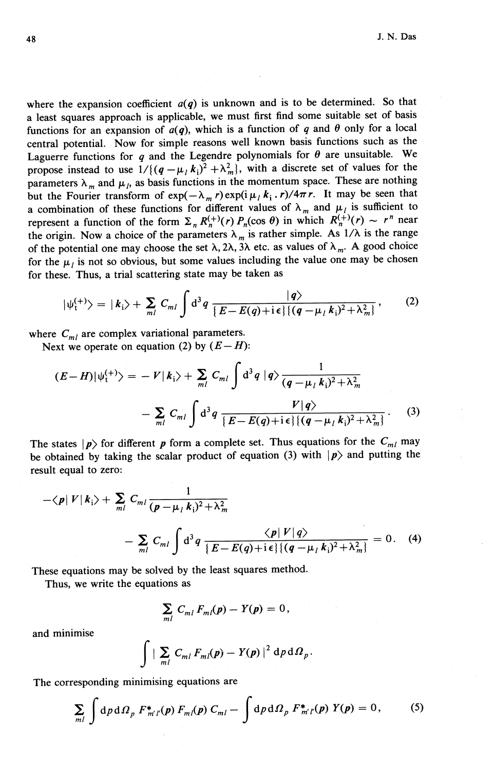where the expansion coefficient $a(q)$ is unknown and is to be determined. So that a least squares approach is applicable, we must first find some suitable set of basis functions for an expansion of $a(q)$, which is a function of $q$ and $\theta$ only for a local central potential. Now for simple reasons well known basis functions such as the Laguerre functions for $q$ and the Legendre polynomials for $\theta$ are unsuitable. We propose instead to use $1/\{(q - \mu_l k_i)^2 + \lambda_m^2\}$, with a discrete set of values for the parameters $\lambda_m$ and $\mu_l$, as basis functions in the momentum space. These are nothing but the Fourier transform of $\exp(-\lambda_m r)\exp(i\mu_l k_i \cdot r)/4\pi r$. It may be seen that a combination of these functions for different values of $\lambda_m$ and $\mu_l$ is sufficient to represent a function of the form $\Sigma_n R_n^{(+)}(r) P_n(\cos\theta)$ in which $R_n^{(+)}(r) \sim r^n$ near the origin. Now a choice of the parameters $\lambda_m$ is rather simple. As $1/\lambda$ is the range of the potential one may choose the set $\lambda$, $2\lambda$, $3\lambda$ etc. as values of $\lambda_m$. A good choice for the $\mu_l$ is not so obvious, but some values including the value one may be chosen for these. Thus, a trial scattering state may be taken as

$$|\psi_t^{(+)}\rangle = |k_i\rangle + \sum_{ml} C_{ml} \int d^3q \frac{|q\rangle}{\{E - E(q) + i\epsilon\}\{(q - \mu_l k_i)^2 + \lambda_m^2\}}, \tag{2}$$

where $C_{ml}$ are complex variational parameters.

Next we operate on equation (2) by $(E - H)$:

$$(E - H)|\psi_t^{(+)}\rangle = -V|k_i\rangle + \sum_{ml} C_{ml} \int d^3q\, |q\rangle \frac{1}{(q - \mu_l k_i)^2 + \lambda_m^2}$$
$$- \sum_{ml} C_{ml} \int d^3q \frac{V|q\rangle}{\{E - E(q) + i\epsilon\}\{(q - \mu_l k_i)^2 + \lambda_m^2\}}. \tag{3}$$

The states $|p\rangle$ for different $p$ form a complete set. Thus equations for the $C_{ml}$ may be obtained by taking the scalar product of equation (3) with $|p\rangle$ and putting the result equal to zero:

$$-\langle p|V|k_i\rangle + \sum_{ml} C_{ml} \frac{1}{(p - \mu_l k_i)^2 + \lambda_m^2}$$
$$- \sum_{ml} C_{ml} \int d^3q \frac{\langle p|V|q\rangle}{\{E - E(q) + i\epsilon\}\{(q - \mu_l k_i)^2 + \lambda_m^2\}} = 0. \tag{4}$$

These equations may be solved by the least squares method.

Thus, we write the equations as

$$\sum_{ml} C_{ml} F_{ml}(p) - Y(p) = 0,$$

and minimise

$$\int |\sum_{ml} C_{ml} F_{ml}(p) - Y(p)|^2 \, dp\, d\Omega_p.$$

The corresponding minimising equations are

$$\sum_{ml} \int dp\, d\Omega_p\, F_{m'l'}^*(p) F_{ml}(p) C_{ml} - \int dp\, d\Omega_p\, F_{m'l'}^*(p) Y(p) = 0, \tag{5}$$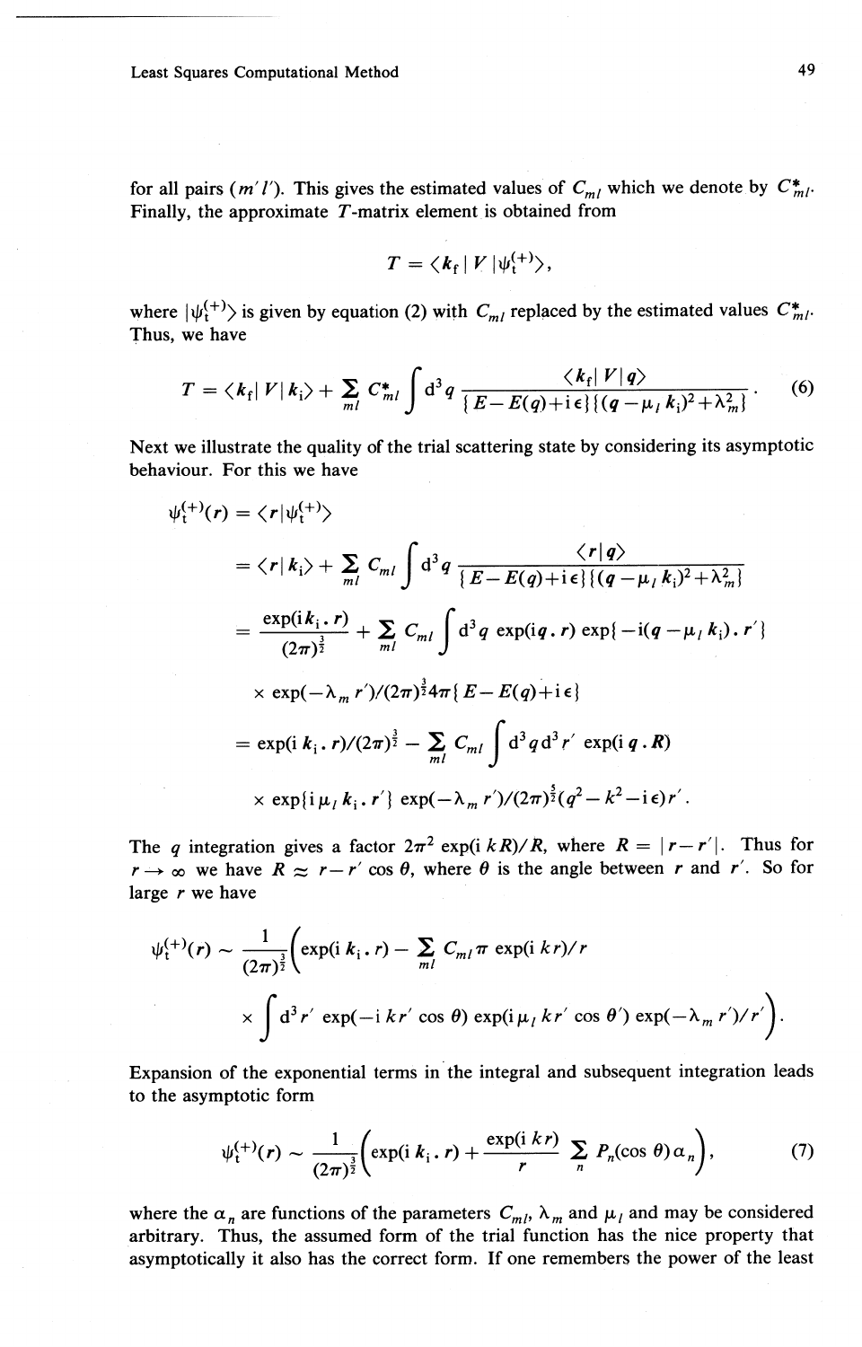for all pairs $(m' l')$. This gives the estimated values of $C_{ml}$ which we denote by $C^*_{ml}$. Finally, the approximate $T$-matrix element is obtained from

$$T = \langle \boldsymbol{k}_\mathrm{f} \,|\, V \,|\psi_\mathrm{t}^{(+)}\rangle,$$

where $|\psi_\mathrm{t}^{(+)}\rangle$ is given by equation (2) with $C_{ml}$ replaced by the estimated values $C^*_{ml}$. Thus, we have

$$T = \langle \boldsymbol{k}_\mathrm{f} |\, V \,| \boldsymbol{k}_\mathrm{i}\rangle + \sum_{ml} C^*_{ml} \int \mathrm{d}^3 q \, \frac{\langle \boldsymbol{k}_\mathrm{f} |\, V \,| \boldsymbol{q}\rangle}{\{E - E(q) + \mathrm{i}\,\epsilon\}\{(\boldsymbol{q} - \mu_l \, \boldsymbol{k}_\mathrm{i})^2 + \lambda_m^2\}} \,. \tag{6}$$

Next we illustrate the quality of the trial scattering state by considering its asymptotic behaviour. For this we have

$$\begin{aligned}
\psi_\mathrm{t}^{(+)}(\boldsymbol{r}) &= \langle \boldsymbol{r} | \psi_\mathrm{t}^{(+)}\rangle \\
&= \langle \boldsymbol{r} | \boldsymbol{k}_\mathrm{i}\rangle + \sum_{ml} C_{ml} \int \mathrm{d}^3 q \, \frac{\langle \boldsymbol{r} | \boldsymbol{q}\rangle}{\{E - E(q) + \mathrm{i}\,\epsilon\}\{(\boldsymbol{q} - \mu_l \, \boldsymbol{k}_\mathrm{i})^2 + \lambda_m^2\}} \\
&= \frac{\exp(\mathrm{i}\boldsymbol{k}_\mathrm{i} \, . \, \boldsymbol{r})}{(2\pi)^{\frac{3}{2}}} + \sum_{ml} C_{ml} \int \mathrm{d}^3 q \, \exp(\mathrm{i}\boldsymbol{q} \, . \, \boldsymbol{r}) \exp\{-\mathrm{i}(\boldsymbol{q} - \mu_l \, \boldsymbol{k}_\mathrm{i}) \, . \, \boldsymbol{r}'\} \\
&\quad \times \exp(-\lambda_m \, r')/(2\pi)^{\frac{3}{2}} 4\pi \{E - E(q) + \mathrm{i}\,\epsilon\} \\
&= \exp(\mathrm{i}\, \boldsymbol{k}_\mathrm{i} \, . \, \boldsymbol{r})/(2\pi)^{\frac{3}{2}} - \sum_{ml} C_{ml} \int \mathrm{d}^3 q \, \mathrm{d}^3 r' \, \exp(\mathrm{i}\, \boldsymbol{q} \, . \, \boldsymbol{R}) \\
&\quad \times \exp\{\mathrm{i}\, \mu_l \, \boldsymbol{k}_\mathrm{i} \, . \, \boldsymbol{r}'\} \exp(-\lambda_m \, r')/(2\pi)^{\frac{5}{2}} (q^2 - k^2 - \mathrm{i}\,\epsilon) r' \, .
\end{aligned}$$

The $q$ integration gives a factor $2\pi^2 \exp(\mathrm{i}\, kR)/R$, where $R = |\boldsymbol{r} - \boldsymbol{r}'|$. Thus for $r \to \infty$ we have $R \approx r - r' \cos\theta$, where $\theta$ is the angle between $\boldsymbol{r}$ and $\boldsymbol{r}'$. So for large $r$ we have

$$\begin{aligned}
\psi_\mathrm{t}^{(+)}(\boldsymbol{r}) \sim \frac{1}{(2\pi)^{\frac{3}{2}}} \Big( & \exp(\mathrm{i}\, \boldsymbol{k}_\mathrm{i} \, . \, \boldsymbol{r}) - \sum_{ml} C_{ml} \, \pi \exp(\mathrm{i}\, kr)/r \\
& \times \int \mathrm{d}^3 r' \, \exp(-\mathrm{i}\, kr' \cos\theta) \exp(\mathrm{i}\, \mu_l \, kr' \cos\theta') \exp(-\lambda_m \, r')/r' \Big) .
\end{aligned}$$

Expansion of the exponential terms in the integral and subsequent integration leads to the asymptotic form

$$\psi_\mathrm{t}^{(+)}(\boldsymbol{r}) \sim \frac{1}{(2\pi)^{\frac{3}{2}}} \left( \exp(\mathrm{i}\, \boldsymbol{k}_\mathrm{i} \, . \, \boldsymbol{r}) + \frac{\exp(\mathrm{i}\, kr)}{r} \sum_n P_n(\cos\theta) \, \alpha_n \right), \tag{7}$$

where the $\alpha_n$ are functions of the parameters $C_{ml}$, $\lambda_m$ and $\mu_l$ and may be considered arbitrary. Thus, the assumed form of the trial function has the nice property that asymptotically it also has the correct form. If one remembers the power of the least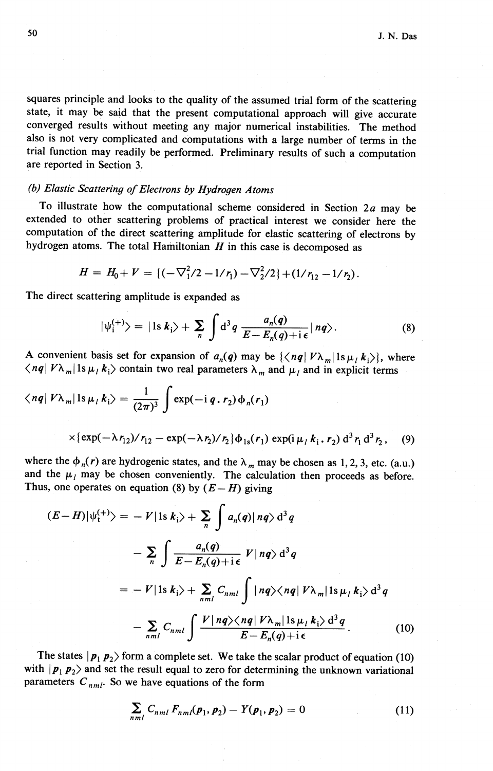squares principle and looks to the quality of the assumed trial form of the scattering state, it may be said that the present computational approach will give accurate converged results without meeting any major numerical instabilities. The method also is not very complicated and computations with a large number of terms in the trial function may readily be performed. Preliminary results of such a computation are reported in Section 3.

### (b) Elastic Scattering of Electrons by Hydrogen Atoms

To illustrate how the computational scheme considered in Section 2*a* may be extended to other scattering problems of practical interest we consider here the computation of the direct scattering amplitude for elastic scattering of electrons by hydrogen atoms. The total Hamiltonian $H$ in this case is decomposed as

$$H = H_0 + V = \{(-\nabla_1^2/2 - 1/r_1) - \nabla_2^2/2\} + (1/r_{12} - 1/r_2).$$

The direct scattering amplitude is expanded as

$$|\psi_i^{(+)}\rangle = |1\mathrm{s}\, \boldsymbol{k}_i\rangle + \sum_n \int \mathrm{d}^3 q \, \frac{a_n(\boldsymbol{q})}{E - E_n(q) + \mathrm{i}\epsilon} |n\boldsymbol{q}\rangle. \tag{8}$$

A convenient basis set for expansion of $a_n(\boldsymbol{q})$ may be $\{\langle n\boldsymbol{q}|\, V\lambda_m |1\mathrm{s}\, \mu_l\, \boldsymbol{k}_i\rangle\}$, where $\langle n\boldsymbol{q}|\, V\lambda_m |1\mathrm{s}\, \mu_l\, \boldsymbol{k}_i\rangle$ contain two real parameters $\lambda_m$ and $\mu_l$ and in explicit terms

$$\langle n\boldsymbol{q}|\, V\lambda_m |1\mathrm{s}\, \mu_l\, \boldsymbol{k}_i\rangle = \frac{1}{(2\pi)^3} \int \exp(-\mathrm{i}\, \boldsymbol{q} \cdot \boldsymbol{r}_2)\, \phi_n(\boldsymbol{r}_1)$$

$$\times \{\exp(-\lambda r_{12})/r_{12} - \exp(-\lambda r_2)/r_2\} \phi_{1\mathrm{s}}(\boldsymbol{r}_1) \exp(\mathrm{i}\, \mu_l\, \boldsymbol{k}_i \cdot \boldsymbol{r}_2)\, \mathrm{d}^3 r_1\, \mathrm{d}^3 r_2, \tag{9}$$

where the $\phi_n(\boldsymbol{r})$ are hydrogenic states, and the $\lambda_m$ may be chosen as 1, 2, 3, etc. (a.u.) and the $\mu_l$ may be chosen conveniently. The calculation then proceeds as before. Thus, one operates on equation (8) by $(E-H)$ giving

$$\begin{aligned}
(E-H)|\psi_i^{(+)}\rangle &= -V|1\mathrm{s}\, \boldsymbol{k}_i\rangle + \sum_n \int a_n(\boldsymbol{q})|n\boldsymbol{q}\rangle\, \mathrm{d}^3 q \\
&\quad - \sum_n \int \frac{a_n(\boldsymbol{q})}{E - E_n(q) + \mathrm{i}\epsilon} V|n\boldsymbol{q}\rangle\, \mathrm{d}^3 q \\
&= -V|1\mathrm{s}\, \boldsymbol{k}_i\rangle + \sum_{nml} C_{nml} \int |n\boldsymbol{q}\rangle\langle n\boldsymbol{q}|\, V\lambda_m |1\mathrm{s}\, \mu_l\, \boldsymbol{k}_i\rangle\, \mathrm{d}^3 q \\
&\quad - \sum_{nml} C_{nml} \int \frac{V|n\boldsymbol{q}\rangle\langle n\boldsymbol{q}|\, V\lambda_m |1\mathrm{s}\, \mu_l\, \boldsymbol{k}_i\rangle\, \mathrm{d}^3 q}{E - E_n(q) + \mathrm{i}\epsilon}.
\end{aligned} \tag{10}$$

The states $|\boldsymbol{p}_1\, \boldsymbol{p}_2\rangle$ form a complete set. We take the scalar product of equation (10) with $|\boldsymbol{p}_1\, \boldsymbol{p}_2\rangle$ and set the result equal to zero for determining the unknown variational parameters $C_{nml}$. So we have equations of the form

$$\sum_{nml} C_{nml}\, F_{nml}(\boldsymbol{p}_1, \boldsymbol{p}_2) - Y(\boldsymbol{p}_1, \boldsymbol{p}_2) = 0 \tag{11}$$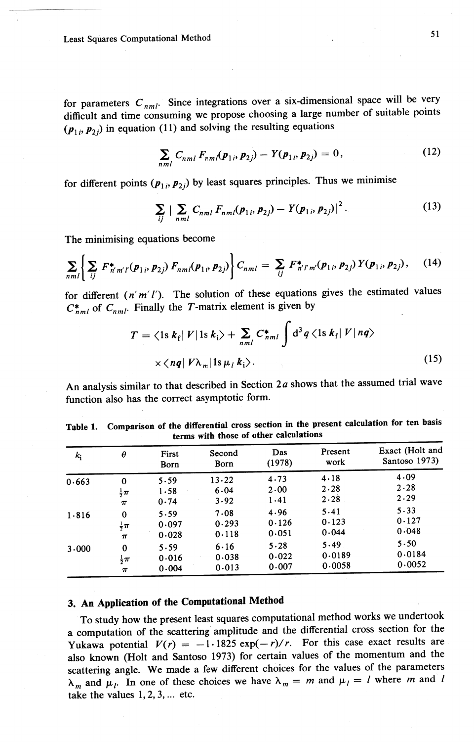for parameters $C_{nml}$. Since integrations over a six-dimensional space will be very difficult and time consuming we propose choosing a large number of suitable points $(p_{1i}, p_{2j})$ in equation (11) and solving the resulting equations

$$\sum_{nml} C_{nml} F_{nml}(p_{1i}, p_{2j}) - Y(p_{1i}, p_{2j}) = 0, \tag{12}$$

for different points $(p_{1i}, p_{2j})$ by least squares principles. Thus we minimise

$$\sum_{ij} \left| \sum_{nml} C_{nml} F_{nml}(p_{1i}, p_{2j}) - Y(p_{1i}, p_{2j}) \right|^2. \tag{13}$$

The minimising equations become

$$\sum_{nml} \left\{ \sum_{ij} F^*_{n'm'l'}(p_{1i}, p_{2j}) F_{nml}(p_{1i}, p_{2j}) \right\} C_{nml} = \sum_{ij} F^*_{n'l'm'}(p_{1i}, p_{2j}) Y(p_{1i}, p_{2j}), \tag{14}$$

for different $(n'm'l')$. The solution of these equations gives the estimated values $C^*_{nml}$ of $C_{nml}$. Finally the $T$-matrix element is given by

$$T = \langle 1\mathrm{s}\, k_\mathrm{f} | V | 1\mathrm{s}\, k_\mathrm{i} \rangle + \sum_{nml} C^*_{nml} \int \mathrm{d}^3 q \, \langle 1\mathrm{s}\, k_\mathrm{f} | V | nq \rangle$$
$$\times \langle nq | V\lambda_m | 1\mathrm{s}\, \mu_l\, k_\mathrm{i} \rangle. \tag{15}$$

An analysis similar to that described in Section 2*a* shows that the assumed trial wave function also has the correct asymptotic form.

**Table 1. Comparison of the differential cross section in the present calculation for ten basis terms with those of other calculations**

| $k_\mathrm{i}$ | $\theta$ | First Born | Second Born | Das (1978) | Present work | Exact (Holt and Santoso 1973) |
|---|---|---|---|---|---|---|
| 0·663 | 0 | 5·59 | 13·22 | 4·73 | 4·18 | 4·09 |
| | $\frac{1}{2}\pi$ | 1·58 | 6·04 | 2·00 | 2·28 | 2·28 |
| | $\pi$ | 0·74 | 3·92 | 1·41 | 2·28 | 2·29 |
| 1·816 | 0 | 5·59 | 7·08 | 4·96 | 5·41 | 5·33 |
| | $\frac{1}{2}\pi$ | 0·097 | 0·293 | 0·126 | 0·123 | 0·127 |
| | $\pi$ | 0·028 | 0·118 | 0·051 | 0·044 | 0·048 |
| 3·000 | 0 | 5·59 | 6·16 | 5·28 | 5·49 | 5·50 |
| | $\frac{1}{2}\pi$ | 0·016 | 0·038 | 0·022 | 0·0189 | 0·0184 |
| | $\pi$ | 0·004 | 0·013 | 0·007 | 0·0058 | 0·0052 |

## 3. An Application of the Computational Method

To study how the present least squares computational method works we undertook a computation of the scattering amplitude and the differential cross section for the Yukawa potential $V(r) = -1 \cdot 1825 \exp(-r)/r$. For this case exact results are also known (Holt and Santoso 1973) for certain values of the momentum and the scattering angle. We made a few different choices for the values of the parameters $\lambda_m$ and $\mu_l$. In one of these choices we have $\lambda_m = m$ and $\mu_l = l$ where $m$ and $l$ take the values 1, 2, 3, ... etc.